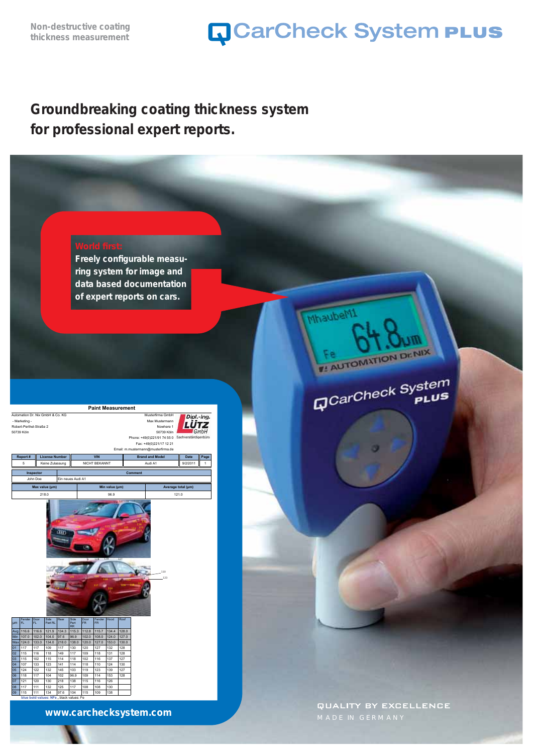Non-destructive coating thickness measurement

# CarCheck System PLUS

## Groundbreaking coating thickness system for professional expert reports.

**World first:**
**Freely configurable measuring system for image and data based documentation of expert reports on cars.**

### Paint Measurement

Automation Dr. Nix GmbH & Co. KG
- Marketing -
Robert-Perthel-Straße 2
50739 Köln

Musterfirma GmbH
Max Mustermann
Nowhere 1
50739 Köln
Phone: +49(0)221/91 74 55 0
Fax: +49(0)221/17 12 21
Email: m.mustermann@musterfirma.de

Dipl.-Ing. LÜTZ GmbH Sachverständigenbüro

| Report # | License Number | VIN | Brand and Model | Date | Page |
|---|---|---|---|---|---|
| 5 | Keine Zulassung | NICHT BEKANNT | Audi A1 | 9/2/2011 | 1 |

| Inspector | Comment |
|---|---|
| John Doe | Ein neues Audi A1 |

| Max value (µm) | Min value (µm) | Average total (µm) |
|---|---|---|
| 218.0 | 96.9 | 121.0 |

| µm | Fender FL | Door FL | Side Part RL | Rear | Side Part RR | Door FR | Fender FR | Hood | Roof |
|---|---|---|---|---|---|---|---|---|---|
| Avg | 116.6 | 116.6 | 121.9 | 134.3 | 115.3 | 112.8 | 115.7 | 134.4 | 128.0 |
| Min | 107.0 | 102.0 | 104.0 | 97.6 | 96.9 | 102.0 | 108.0 | 124.0 | 127.0 |
| Max | 124.0 | 133.0 | 134.0 | 218.0 | 138.0 | 120.0 | 127.0 | 153.0 | 130.0 |
| 01 | 117 | 117 | 109 | 117 | 130 | 120 | 127 | 132 | 128 |
| 02 | 115 | 116 | 118 | 149 | 117 | 109 | 118 | 131 | 128 |
| 03 | 115 | 102 | 115 | 114 | 118 | 102 | 116 | 137 | 127 |
| 04 | 107 | 133 | 123 | 141 | 114 | 118 | 110 | 124 | 130 |
| 05 | 124 | 122 | 132 | 145 | 103 | 119 | 123 | 139 | 127 |
| 06 | 118 | 117 | 104 | 102 | 96.9 | 109 | 114 | 153 | 128 |
| 07 | 121 | 120 | 130 | 218 | 138 | 115 | 116 | 126 | |
| 08 | 117 | 111 | 132 | 125 | 117 | 108 | 108 | 130 | |
| 09 | 115 | 111 | 134 | 97.6 | 104 | 115 | 109 | 138 | |

blue bold values: NFe , black values: Fe

www.carchecksystem.com

QUALITY BY EXCELLENCE
MADE IN GERMANY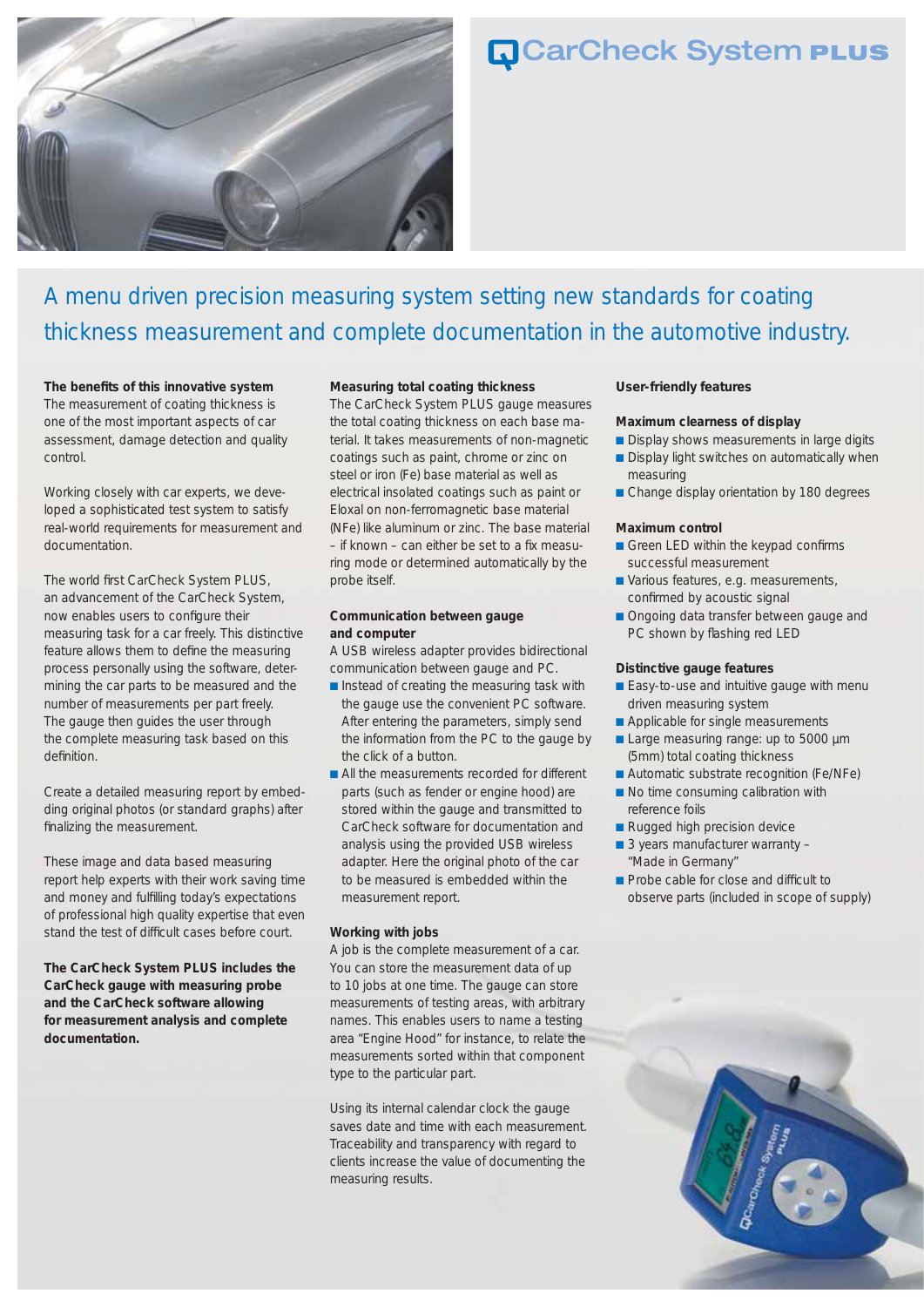# CarCheck System PLUS

## A menu driven precision measuring system setting new standards for coating thickness measurement and complete documentation in the automotive industry.

**The benefits of this innovative system**
The measurement of coating thickness is one of the most important aspects of car assessment, damage detection and quality control.

Working closely with car experts, we developed a sophisticated test system to satisfy real-world requirements for measurement and documentation.

The world first CarCheck System PLUS, an advancement of the CarCheck System, now enables users to configure their measuring task for a car freely. This distinctive feature allows them to define the measuring process personally using the software, determining the car parts to be measured and the number of measurements per part freely. The gauge then guides the user through the complete measuring task based on this definition.

Create a detailed measuring report by embedding original photos (or standard graphs) after finalizing the measurement.

These image and data based measuring report help experts with their work saving time and money and fulfilling today's expectations of professional high quality expertise that even stand the test of difficult cases before court.

**The CarCheck System PLUS includes the CarCheck gauge with measuring probe and the CarCheck software allowing for measurement analysis and complete documentation.**

**Measuring total coating thickness**
The CarCheck System PLUS gauge measures the total coating thickness on each base material. It takes measurements of non-magnetic coatings such as paint, chrome or zinc on steel or iron (Fe) base material as well as electrical insolated coatings such as paint or Eloxal on non-ferromagnetic base material (NFe) like aluminum or zinc. The base material – if known – can either be set to a fix measuring mode or determined automatically by the probe itself.

**Communication between gauge and computer**
A USB wireless adapter provides bidirectional communication between gauge and PC.

- Instead of creating the measuring task with the gauge use the convenient PC software. After entering the parameters, simply send the information from the PC to the gauge by the click of a button.
- All the measurements recorded for different parts (such as fender or engine hood) are stored within the gauge and transmitted to CarCheck software for documentation and analysis using the provided USB wireless adapter. Here the original photo of the car to be measured is embedded within the measurement report.

**Working with jobs**
A job is the complete measurement of a car. You can store the measurement data of up to 10 jobs at one time. The gauge can store measurements of testing areas, with arbitrary names. This enables users to name a testing area "Engine Hood" for instance, to relate the measurements sorted within that component type to the particular part.

Using its internal calendar clock the gauge saves date and time with each measurement. Traceability and transparency with regard to clients increase the value of documenting the measuring results.

**User-friendly features**

**Maximum clearness of display**
- Display shows measurements in large digits
- Display light switches on automatically when measuring
- Change display orientation by 180 degrees

**Maximum control**
- Green LED within the keypad confirms successful measurement
- Various features, e.g. measurements, confirmed by acoustic signal
- Ongoing data transfer between gauge and PC shown by flashing red LED

**Distinctive gauge features**
- Easy-to-use and intuitive gauge with menu driven measuring system
- Applicable for single measurements
- Large measuring range: up to 5000 µm (5mm) total coating thickness
- Automatic substrate recognition (Fe/NFe)
- No time consuming calibration with reference foils
- Rugged high precision device
- 3 years manufacturer warranty – "Made in Germany"
- Probe cable for close and difficult to observe parts (included in scope of supply)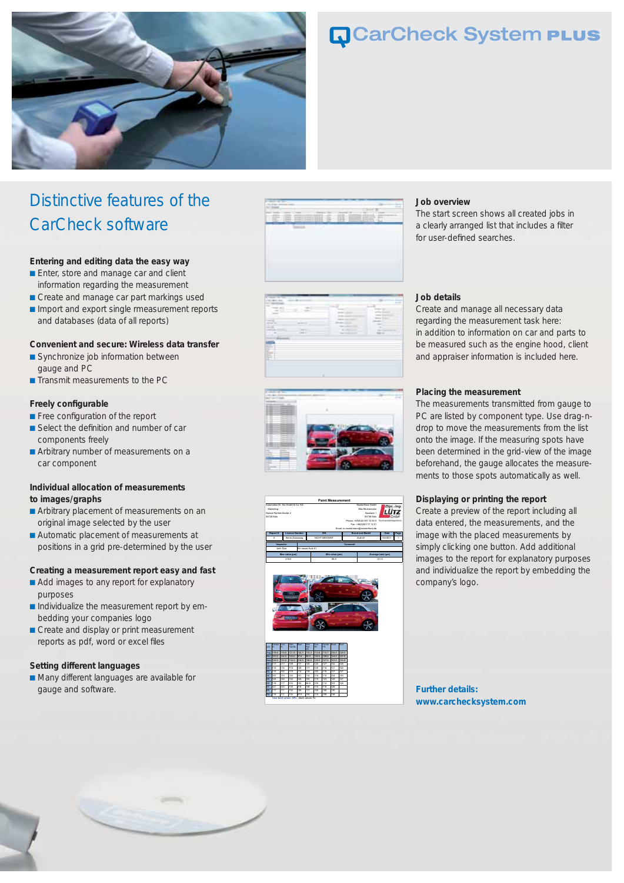# CarCheck System PLUS

## Distinctive features of the CarCheck software

**Entering and editing data the easy way**

- Enter, store and manage car and client information regarding the measurement
- Create and manage car part markings used
- Import and export single rmeasurement reports and databases (data of all reports)

**Convenient and secure: Wireless data transfer**

- Synchronize job information between gauge and PC
- Transmit measurements to the PC

**Freely configurable**

- Free configuration of the report
- Select the definition and number of car components freely
- Arbitrary number of measurements on a car component

**Individual allocation of measurements to images/graphs**

- Arbitrary placement of measurements on an original image selected by the user
- Automatic placement of measurements at positions in a grid pre-determined by the user

**Creating a measurement report easy and fast**

- Add images to any report for explanatory purposes
- Individualize the measurement report by embedding your companies logo
- Create and display or print measurement reports as pdf, word or excel files

**Setting different languages**

- Many different languages are available for gauge and software.

**Job overview**

The start screen shows all created jobs in a clearly arranged list that includes a filter for user-defined searches.

**Job details**

Create and manage all necessary data regarding the measurement task here: in addition to information on car and parts to be measured such as the engine hood, client and appraiser information is included here.

**Placing the measurement**

The measurements transmitted from gauge to PC are listed by component type. Use drag-n-drop to move the measurements from the list onto the image. If the measuring spots have been determined in the grid-view of the image beforehand, the gauge allocates the measurements to those spots automatically as well.

**Displaying or printing the report**

Create a preview of the report including all data entered, the measurements, and the image with the placed measurements by simply clicking one button. Add additional images to the report for explanatory purposes and individualize the report by embedding the company's logo.

**Further details:**
**www.carchecksystem.com**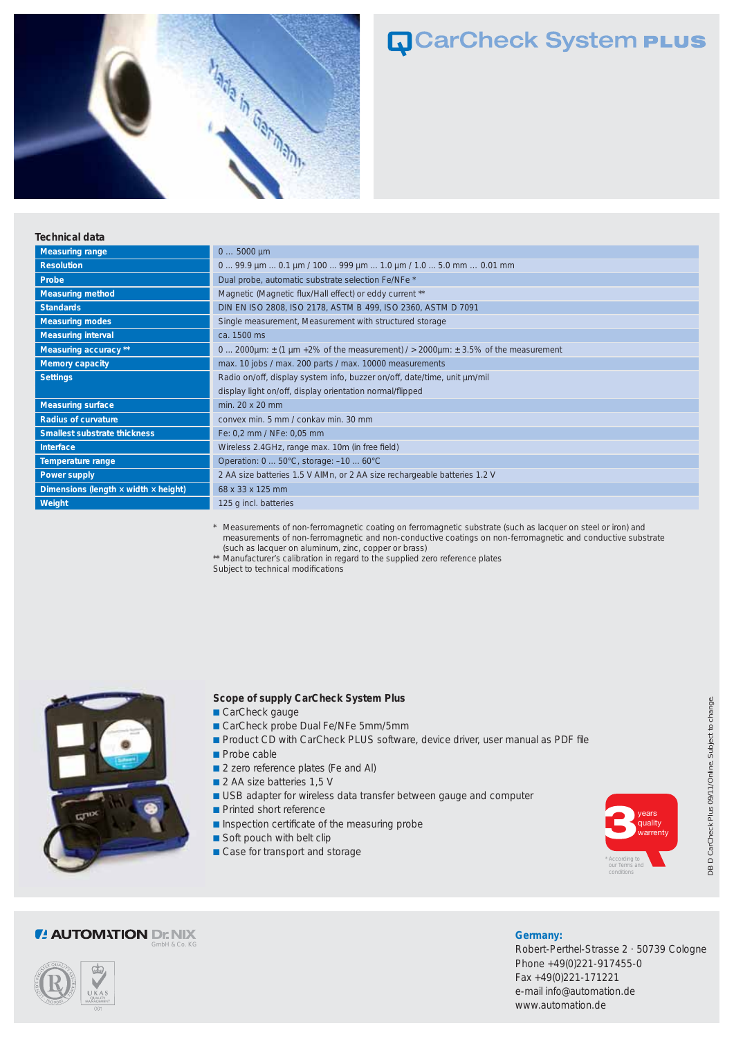# CarCheck System PLUS

## Technical data

| | |
|---|---|
| **Measuring range** | 0 ... 5000 µm |
| **Resolution** | 0 ... 99.9 µm ... 0.1 µm / 100 ... 999 µm ... 1.0 µm / 1.0 ... 5.0 mm ... 0.01 mm |
| **Probe** | Dual probe, automatic substrate selection Fe/NFe * |
| **Measuring method** | Magnetic (Magnetic flux/Hall effect) or eddy current ** |
| **Standards** | DIN EN ISO 2808, ISO 2178, ASTM B 499, ISO 2360, ASTM D 7091 |
| **Measuring modes** | Single measurement, Measurement with structured storage |
| **Measuring interval** | ca. 1500 ms |
| **Measuring accuracy** ** | 0 ... 2000µm: ± (1 µm +2% of the measurement) / > 2000µm: ± 3.5% of the measurement |
| **Memory capacity** | max. 10 jobs / max. 200 parts / max. 10000 measurements |
| **Settings** | Radio on/off, display system info, buzzer on/off, date/time, unit µm/mil display light on/off, display orientation normal/flipped |
| **Measuring surface** | min. 20 x 20 mm |
| **Radius of curvature** | convex min. 5 mm / conkav min. 30 mm |
| **Smallest substrate thickness** | Fe: 0,2 mm / NFe: 0,05 mm |
| **Interface** | Wireless 2.4GHz, range max. 10m (in free field) |
| **Temperature range** | Operation: 0 ... 50°C, storage: –10 ... 60°C |
| **Power supply** | 2 AA size batteries 1.5 V AlMn, or 2 AA size rechargeable batteries 1.2 V |
| **Dimensions (length × width × height)** | 68 x 33 x 125 mm |
| **Weight** | 125 g incl. batteries |

\* Measurements of non-ferromagnetic coating on ferromagnetic substrate (such as lacquer on steel or iron) and measurements of non-ferromagnetic and non-conductive coatings on non-ferromagnetic and conductive substrate (such as lacquer on aluminum, zinc, copper or brass)

\*\* Manufacturer's calibration in regard to the supplied zero reference plates

Subject to technical modifications

## Scope of supply CarCheck System Plus

- CarCheck gauge
- CarCheck probe Dual Fe/NFe 5mm/5mm
- Product CD with CarCheck PLUS software, device driver, user manual as PDF file
- Probe cable
- 2 zero reference plates (Fe and Al)
- 2 AA size batteries 1,5 V
- USB adapter for wireless data transfer between gauge and computer
- Printed short reference
- Inspection certificate of the measuring probe
- Soft pouch with belt clip
- Case for transport and storage

3 years quality warrenty
\* According to our Terms and conditions

DB D CarCheck Plus 09/11/Online. Subject to change.

AUTOMATION Dr. NIX GmbH & Co. KG

**Germany:**
Robert-Perthel-Strasse 2 · 50739 Cologne
Phone +49(0)221-917455-0
Fax +49(0)221-171221
e-mail info@automation.de
www.automation.de